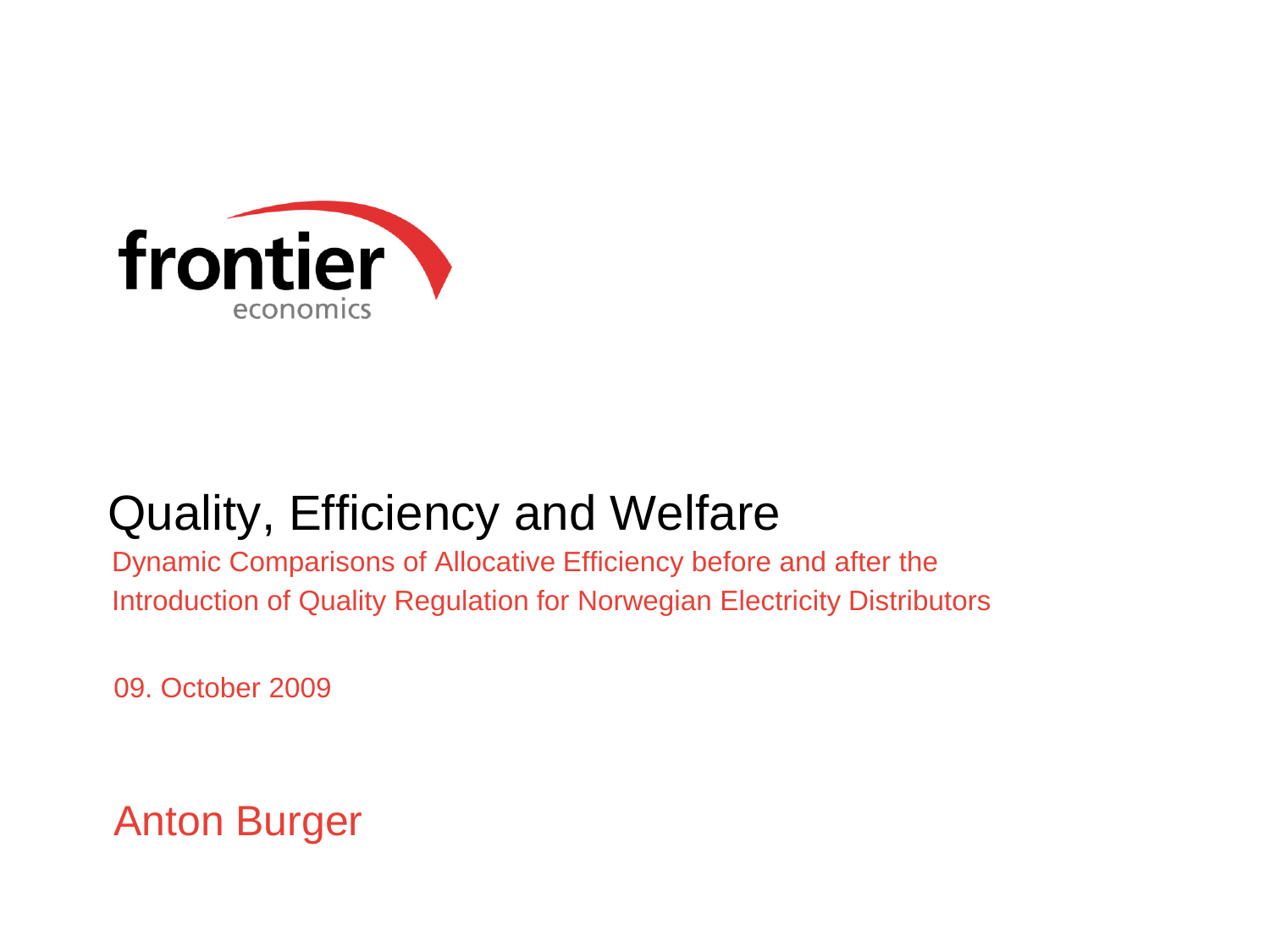frontier economics

# Quality, Efficiency and Welfare

Dynamic Comparisons of Allocative Efficiency before and after the Introduction of Quality Regulation for Norwegian Electricity Distributors

09. October 2009

Anton Burger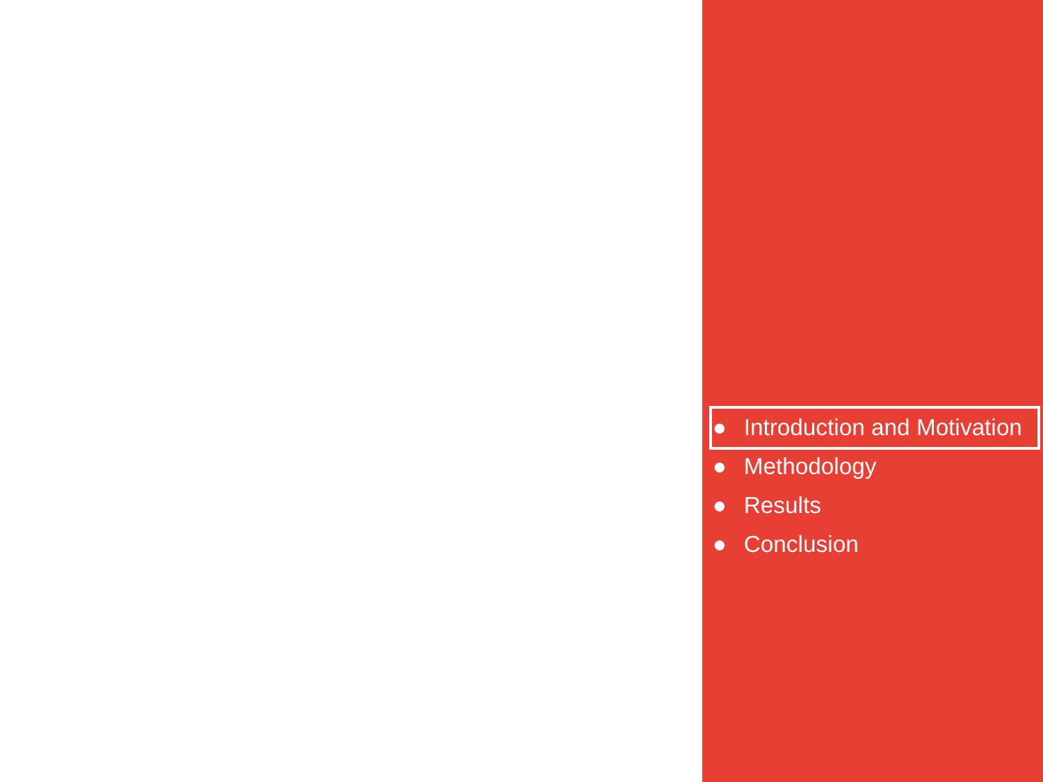- Introduction and Motivation
- Methodology
- Results
- Conclusion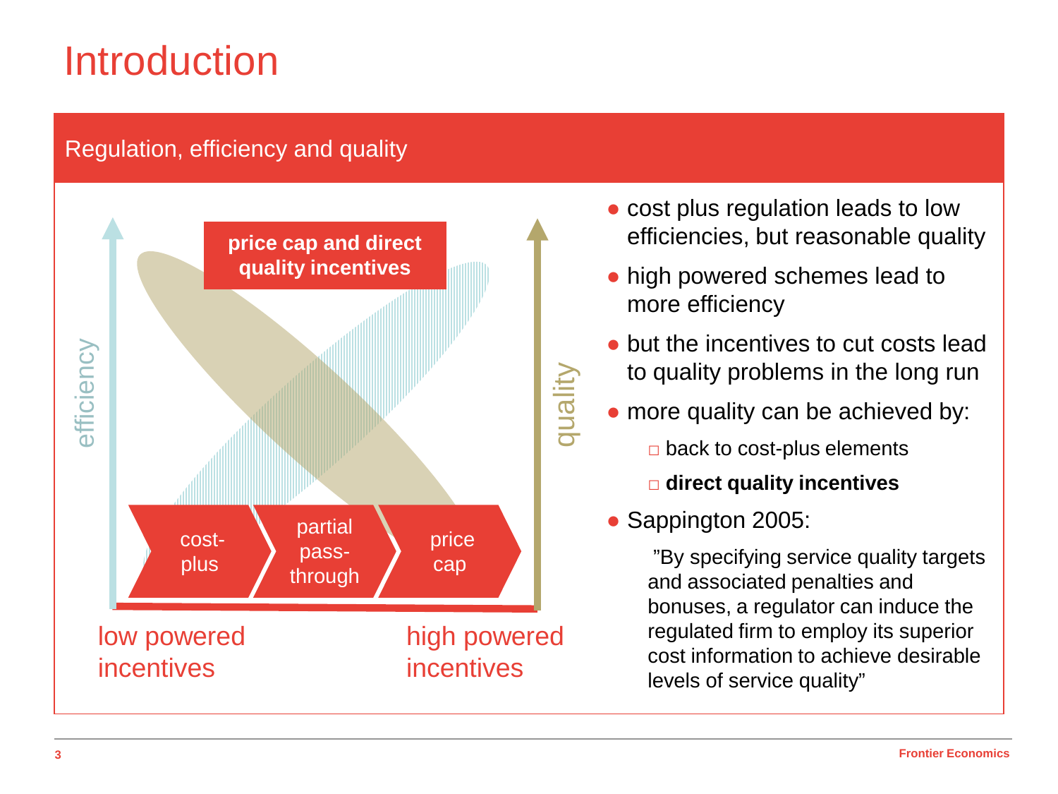# Introduction

## Regulation, efficiency and quality

**price cap and direct quality incentives**

efficiency

quality

cost-plus | partial pass-through | price cap

low powered incentives — high powered incentives

- cost plus regulation leads to low efficiencies, but reasonable quality
- high powered schemes lead to more efficiency
- but the incentives to cut costs lead to quality problems in the long run
- more quality can be achieved by:
  - back to cost-plus elements
  - **direct quality incentives**
- Sappington 2005:

  ”By specifying service quality targets and associated penalties and bonuses, a regulator can induce the regulated firm to employ its superior cost information to achieve desirable levels of service quality”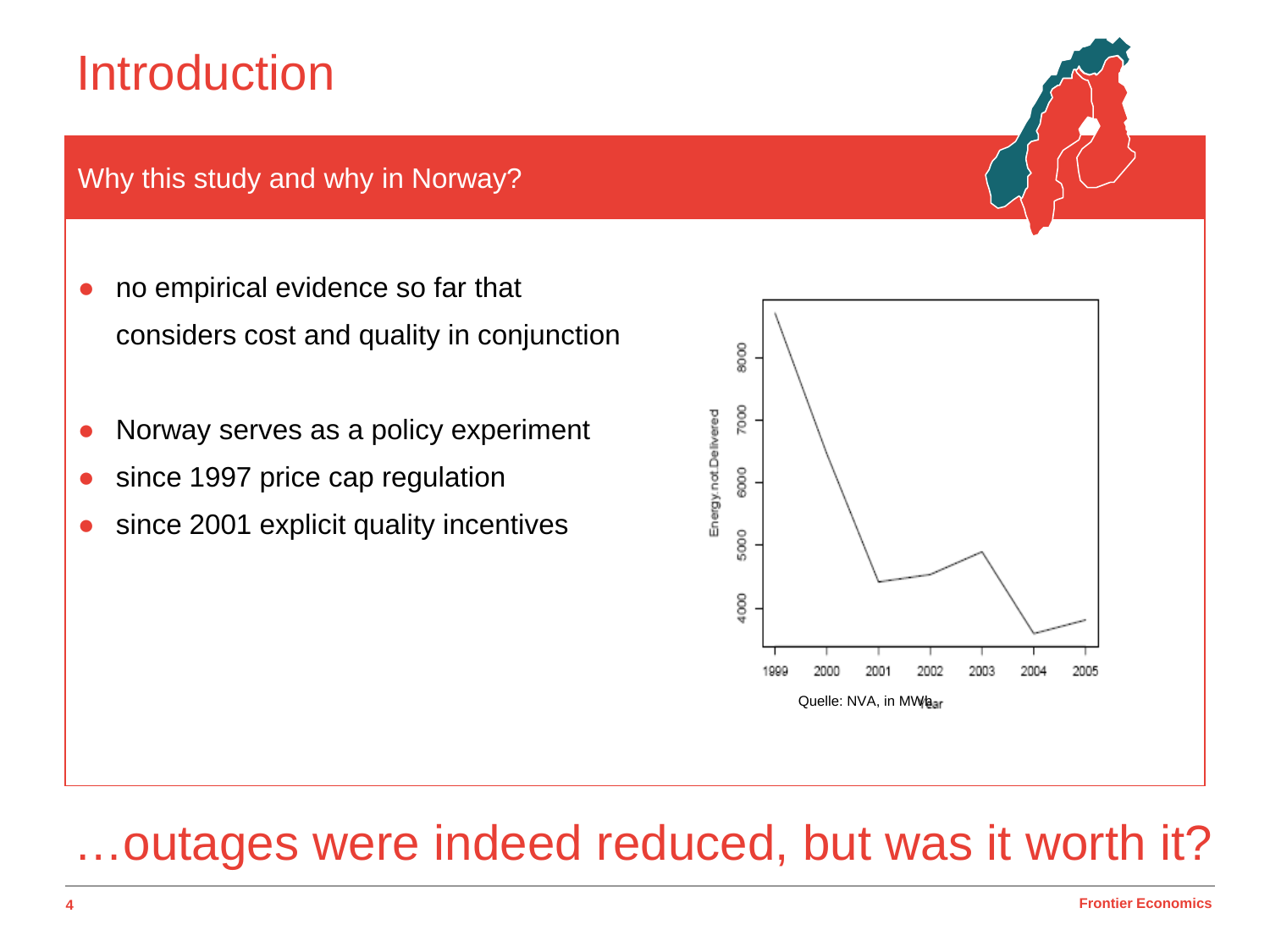# Introduction

## Why this study and why in Norway?

- no empirical evidence so far that considers cost and quality in conjunction

- Norway serves as a policy experiment
- since 1997 price cap regulation
- since 2001 explicit quality incentives

Quelle: NVA, in MWh

…outages were indeed reduced, but was it worth it?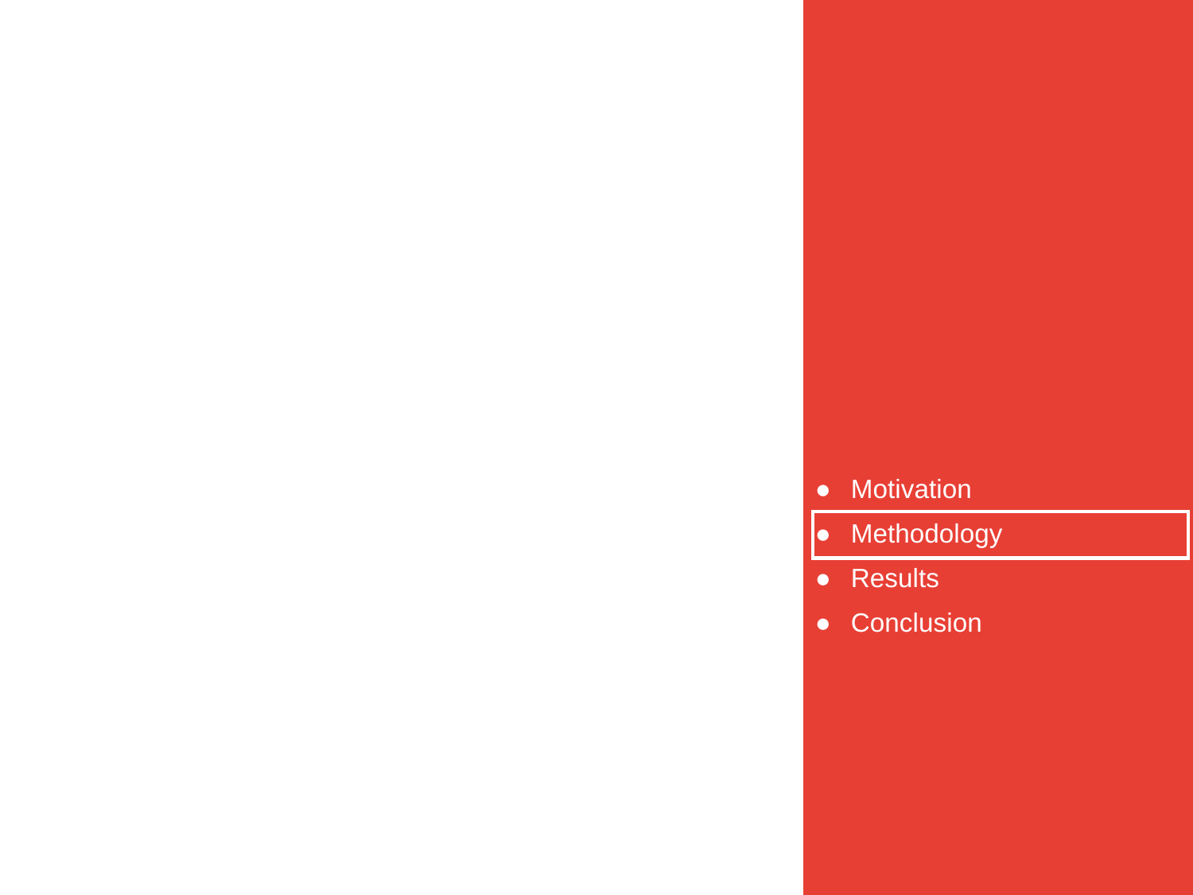- Motivation
- Methodology
- Results
- Conclusion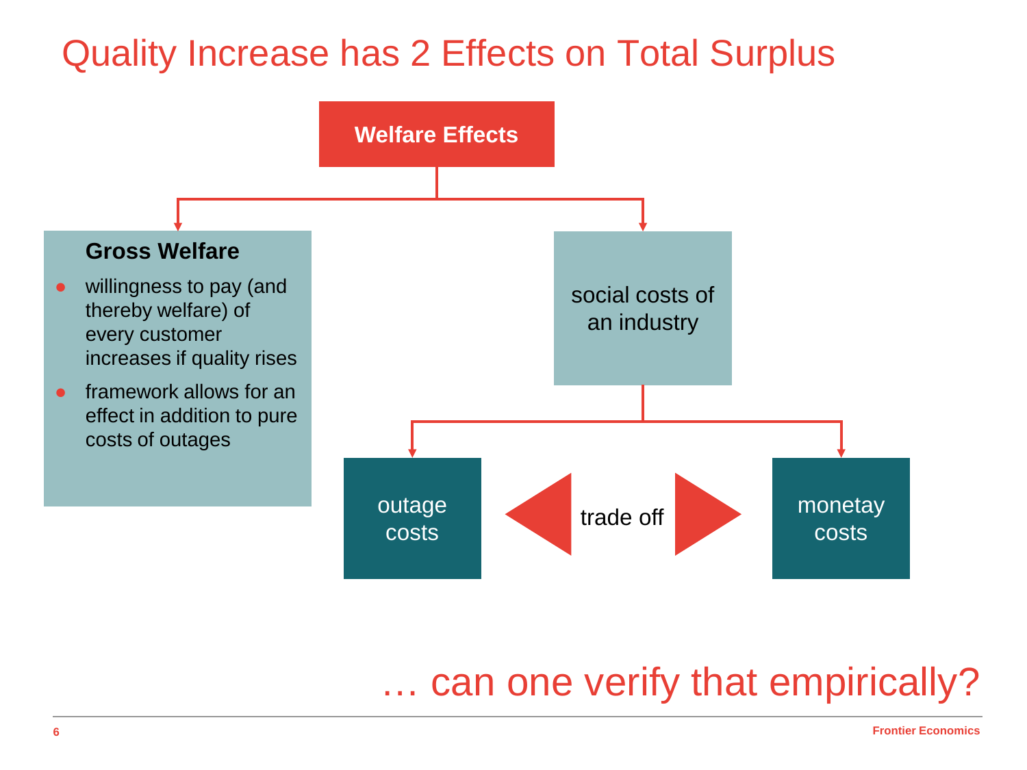# Quality Increase has 2 Effects on Total Surplus

**Welfare Effects**

**Gross Welfare**

- willingness to pay (and thereby welfare) of every customer increases if quality rises
- framework allows for an effect in addition to pure costs of outages

social costs of an industry

outage costs

trade off

monetay costs

… can one verify that empirically?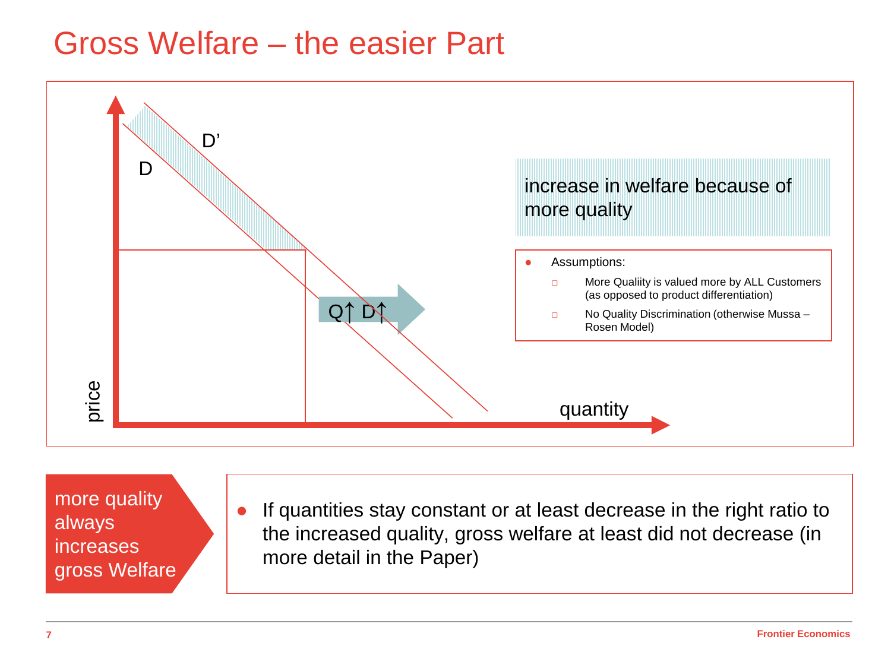# Gross Welfare – the easier Part

D'

D

Q↑ D↑

price

quantity

increase in welfare because of more quality

- Assumptions:
  - More Qualiity is valued more by ALL Customers (as opposed to product differentiation)
  - No Quality Discrimination (otherwise Mussa – Rosen Model)

**more quality always increases gross Welfare**

- If quantities stay constant or at least decrease in the right ratio to the increased quality, gross welfare at least did not decrease (in more detail in the Paper)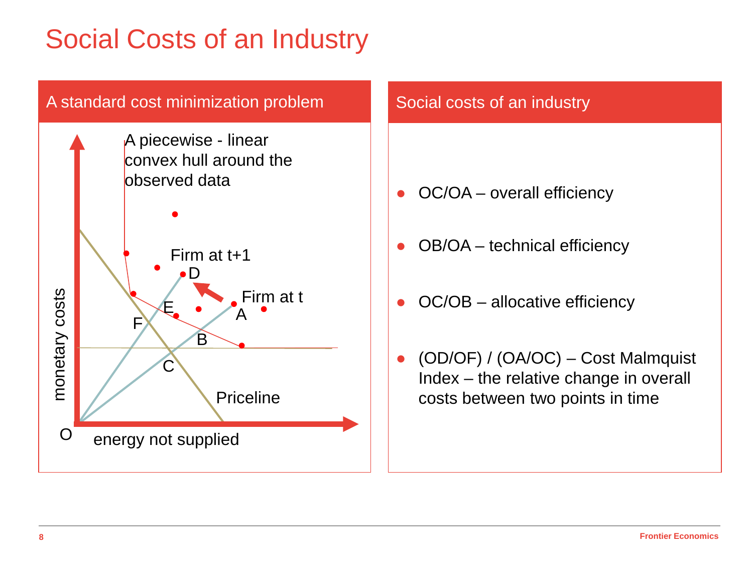# Social Costs of an Industry

## A standard cost minimization problem

A piecewise - linear convex hull around the observed data

Firm at t+1

D

E

F

Firm at t

A

B

C

Priceline

monetary costs

O

energy not supplied

## Social costs of an industry

- OC/OA – overall efficiency
- OB/OA – technical efficiency
- OC/OB – allocative efficiency
- (OD/OF) / (OA/OC) – Cost Malmquist Index – the relative change in overall costs between two points in time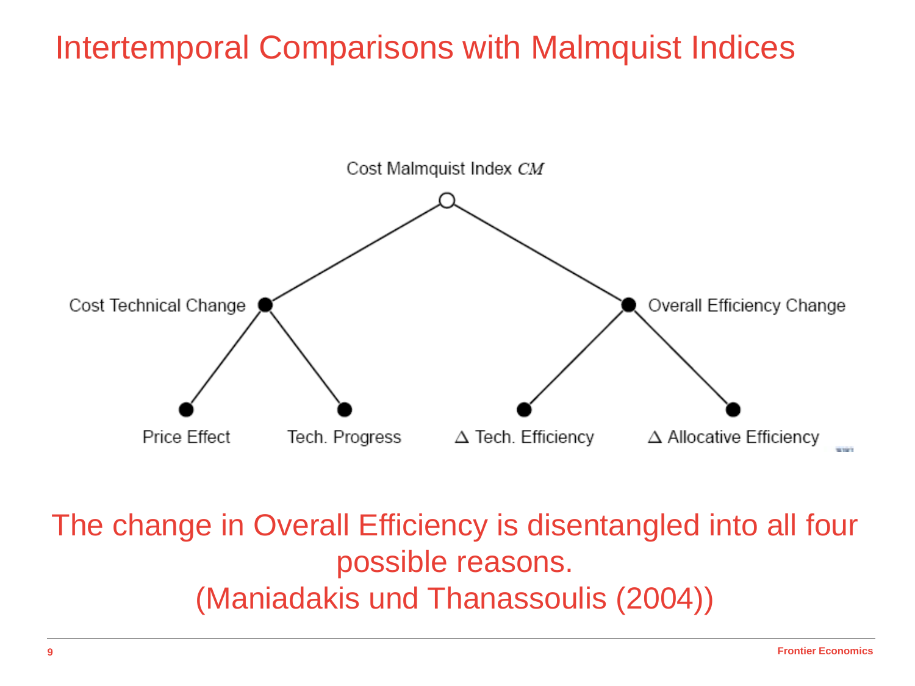# Intertemporal Comparisons with Malmquist Indices

Cost Malmquist Index $CM$

- Cost Technical Change
  - Price Effect
  - Tech. Progress
- Overall Efficiency Change
  - $\Delta$ Tech. Efficiency
  - $\Delta$ Allocative Efficiency

The change in Overall Efficiency is disentangled into all four possible reasons.
(Maniadakis und Thanassoulis (2004))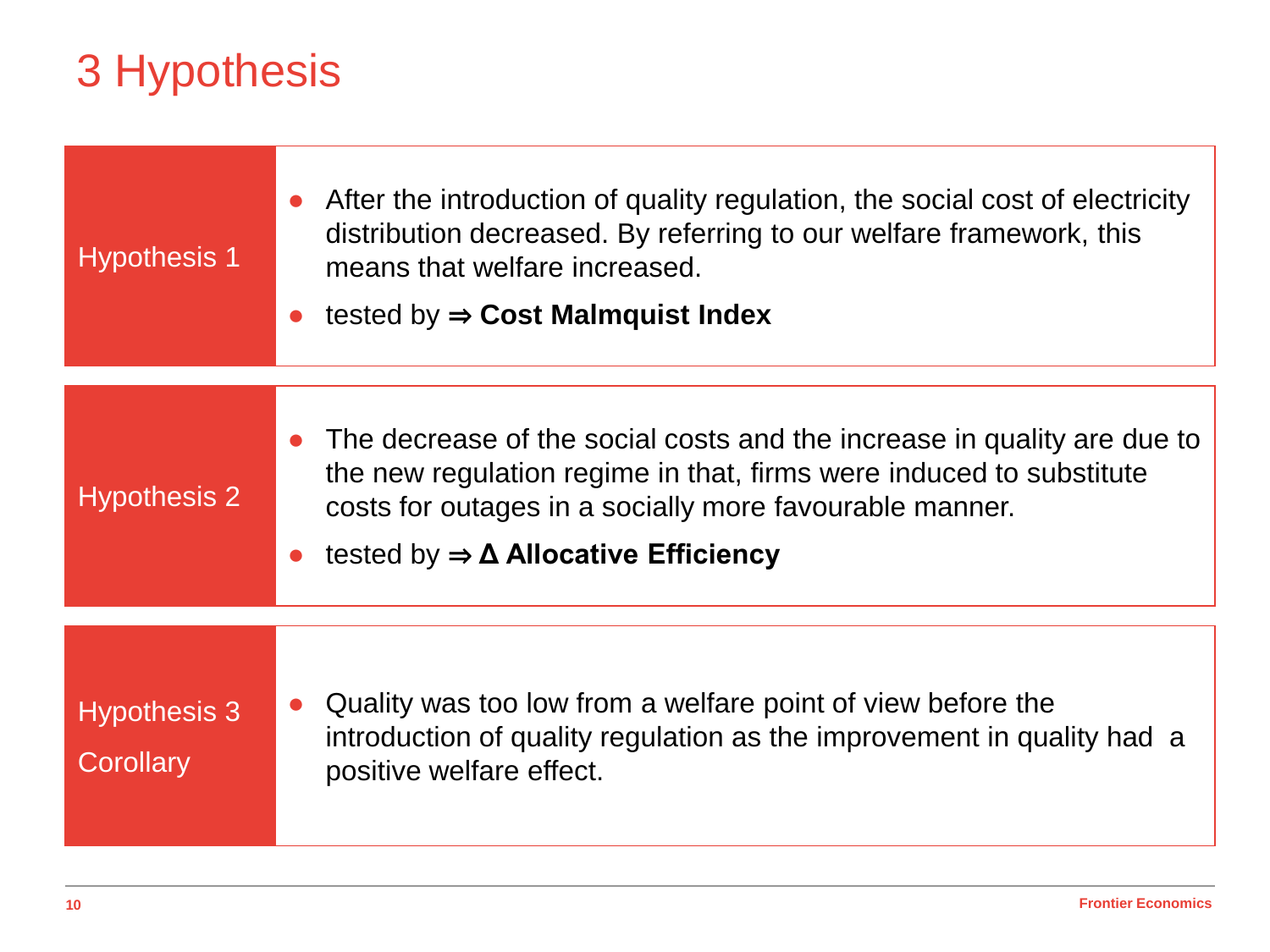# 3 Hypothesis

| | |
|---|---|
| Hypothesis 1 | • After the introduction of quality regulation, the social cost of electricity distribution decreased. By referring to our welfare framework, this means that welfare increased.<br>• tested by ⇒ **Cost Malmquist Index** |
| Hypothesis 2 | • The decrease of the social costs and the increase in quality are due to the new regulation regime in that, firms were induced to substitute costs for outages in a socially more favourable manner.<br>• tested by ⇒ **Δ Allocative Efficiency** |
| Hypothesis 3<br>Corollary | • Quality was too low from a welfare point of view before the introduction of quality regulation as the improvement in quality had a positive welfare effect. |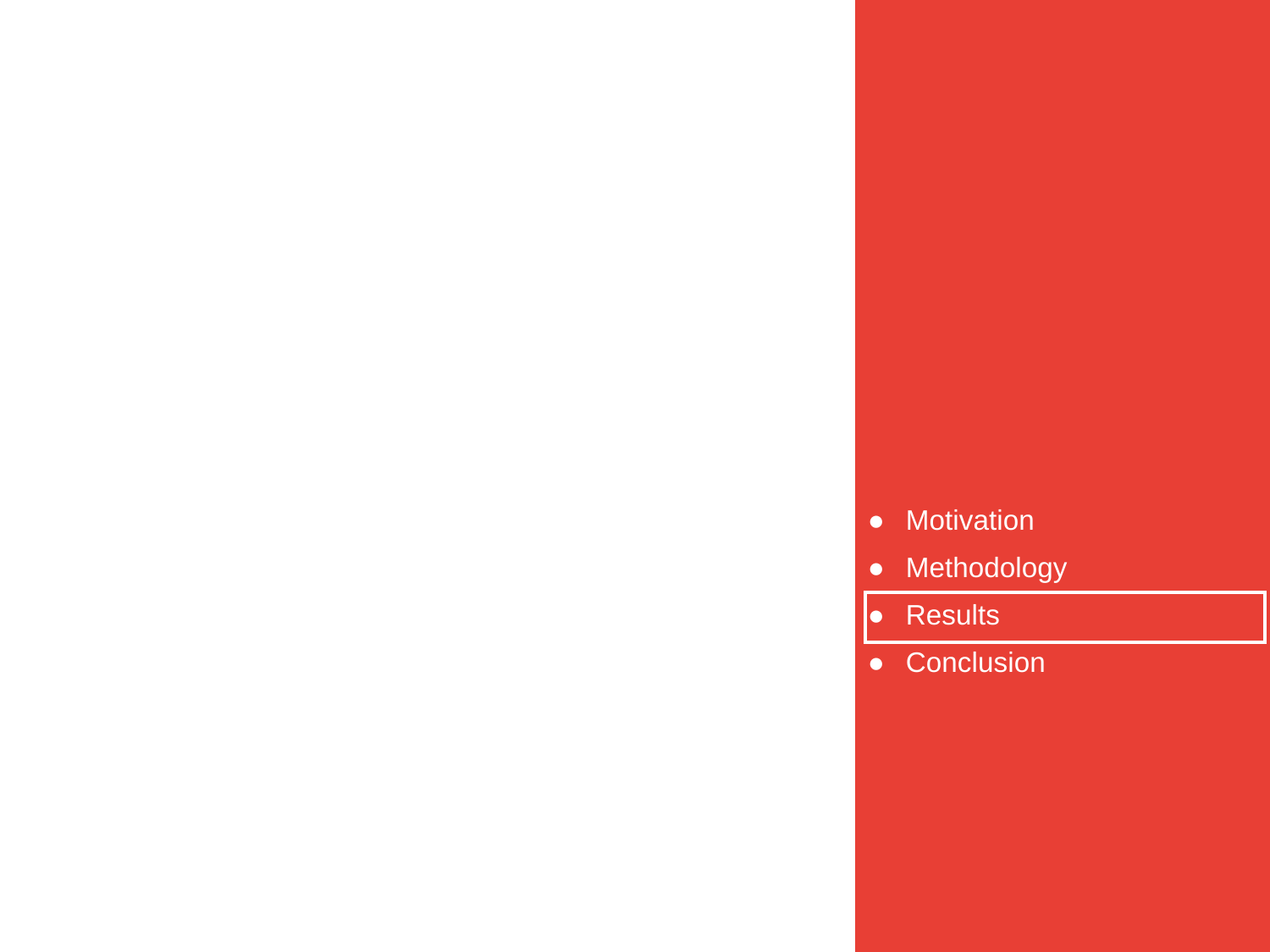- Motivation
- Methodology
- Results
- Conclusion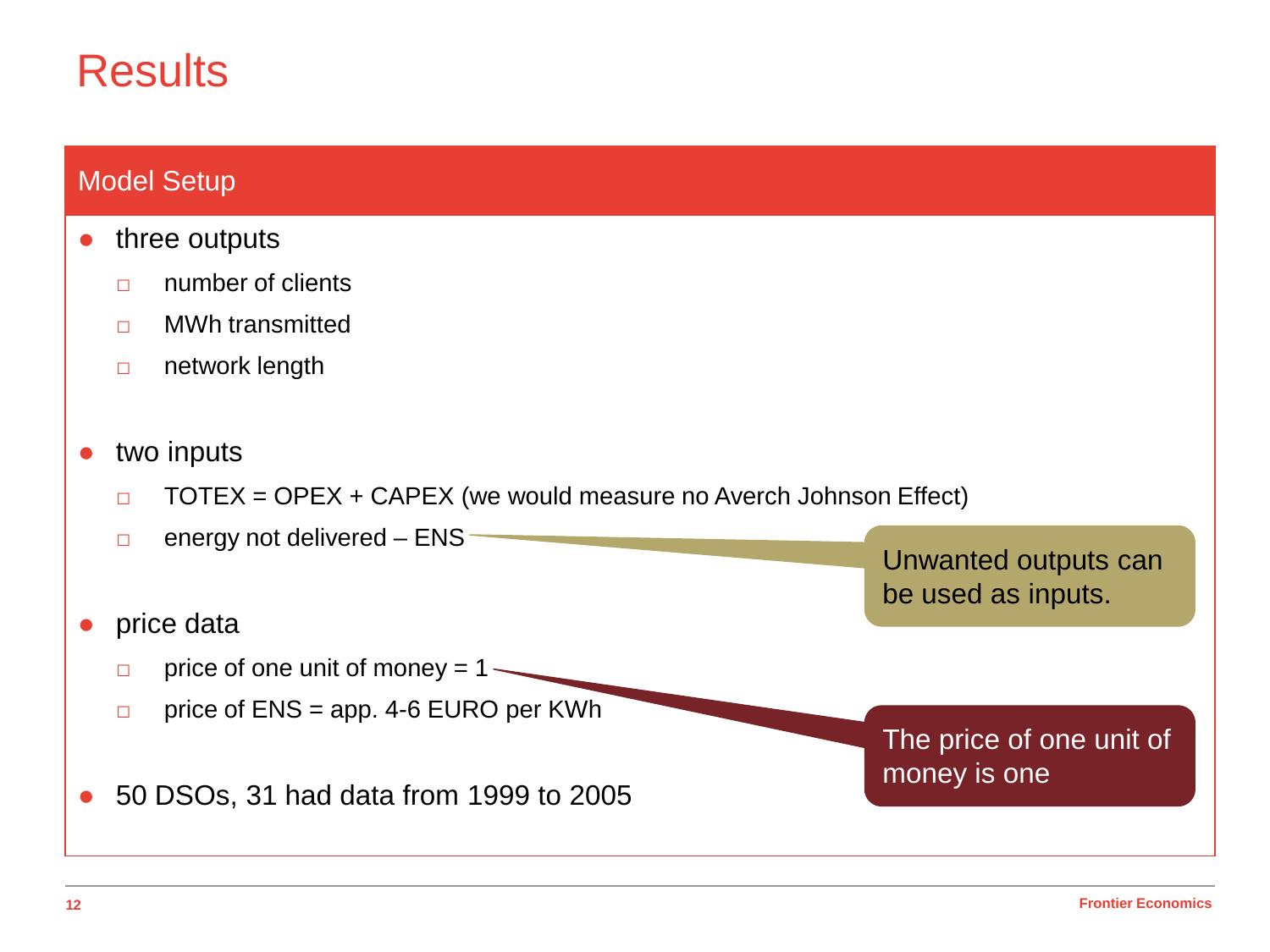# Results

## Model Setup

- three outputs
  - number of clients
  - MWh transmitted
  - network length

- two inputs
  - TOTEX = OPEX + CAPEX (we would measure no Averch Johnson Effect)
  - energy not delivered – ENS

- price data
  - price of one unit of money = 1
  - price of ENS = app. 4-6 EURO per KWh

- 50 DSOs, 31 had data from 1999 to 2005

Unwanted outputs can be used as inputs.

The price of one unit of money is one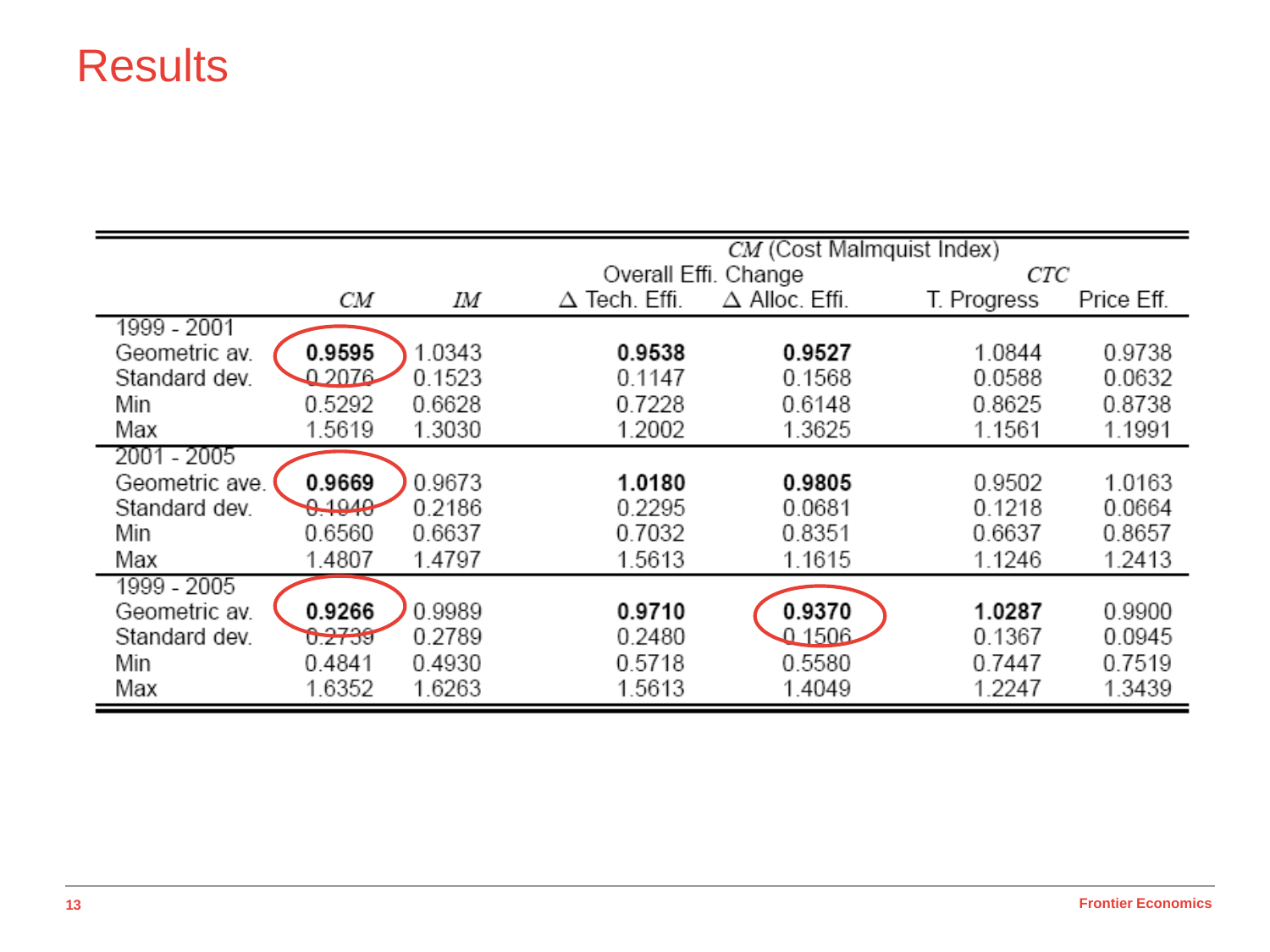# Results

| | | | *CM* (Cost Malmquist Index) | | | |
|---|---|---|---|---|---|---|
| | | | Overall Effi. Change | | *CTC* | |
| | *CM* | *IM* | Δ Tech. Effi. | Δ Alloc. Effi. | T. Progress | Price Eff. |
| 1999 - 2001 | | | | | | |
| Geometric av. | **0.9595** | 1.0343 | **0.9538** | **0.9527** | 1.0844 | 0.9738 |
| Standard dev. | 0.2076 | 0.1523 | 0.1147 | 0.1568 | 0.0588 | 0.0632 |
| Min | 0.5292 | 0.6628 | 0.7228 | 0.6148 | 0.8625 | 0.8738 |
| Max | 1.5619 | 1.3030 | 1.2002 | 1.3625 | 1.1561 | 1.1991 |
| 2001 - 2005 | | | | | | |
| Geometric ave. | **0.9669** | 0.9673 | **1.0180** | **0.9805** | 0.9502 | 1.0163 |
| Standard dev. | 0.1940 | 0.2186 | 0.2295 | 0.0681 | 0.1218 | 0.0664 |
| Min | 0.6560 | 0.6637 | 0.7032 | 0.8351 | 0.6637 | 0.8657 |
| Max | 1.4807 | 1.4797 | 1.5613 | 1.1615 | 1.1246 | 1.2413 |
| 1999 - 2005 | | | | | | |
| Geometric av. | **0.9266** | 0.9989 | **0.9710** | **0.9370** | **1.0287** | 0.9900 |
| Standard dev. | 0.2739 | 0.2789 | 0.2480 | 0.1506 | 0.1367 | 0.0945 |
| Min | 0.4841 | 0.4930 | 0.5718 | 0.5580 | 0.7447 | 0.7519 |
| Max | 1.6352 | 1.6263 | 1.5613 | 1.4049 | 1.2247 | 1.3439 |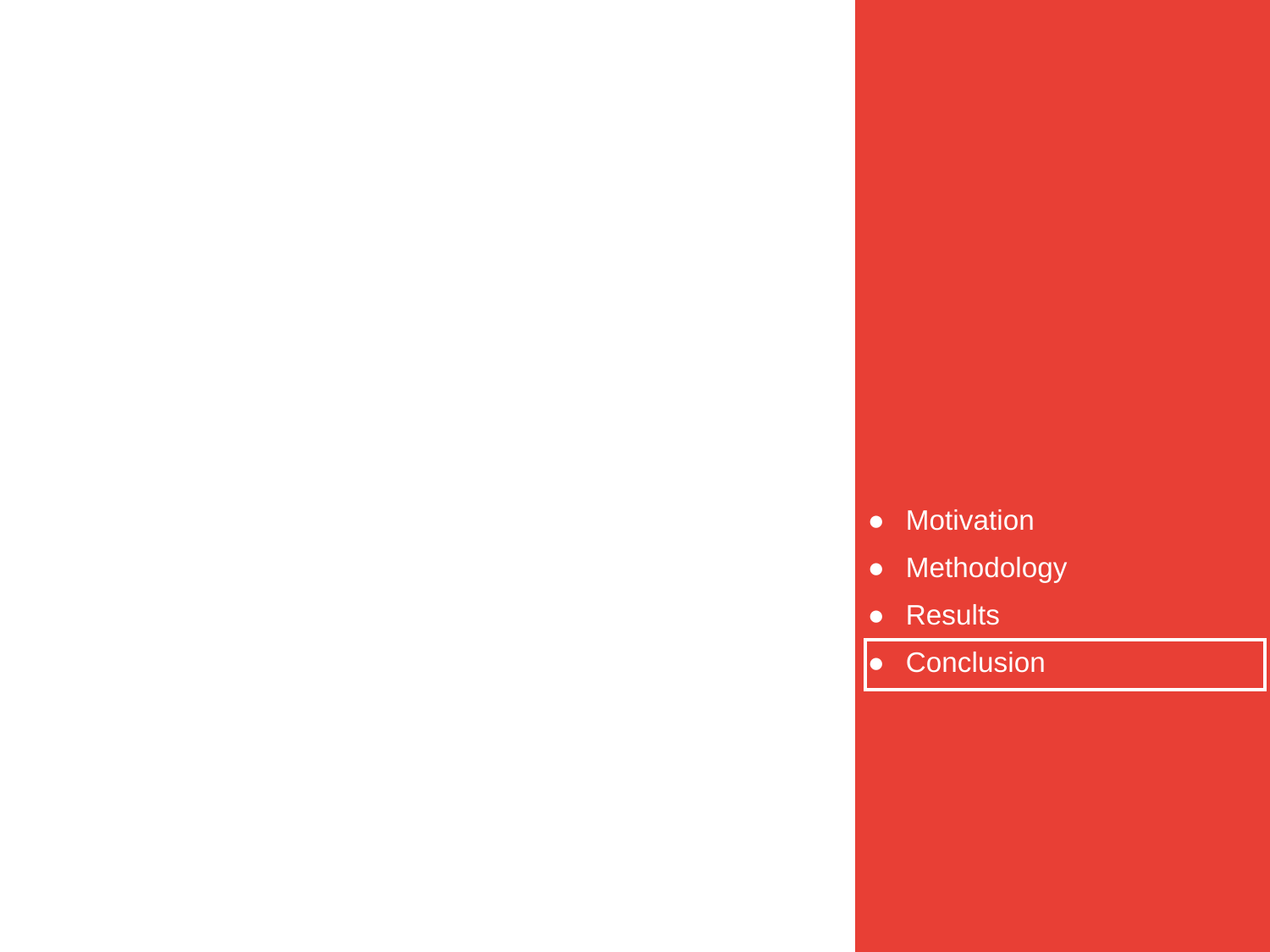- Motivation
- Methodology
- Results
- **Conclusion**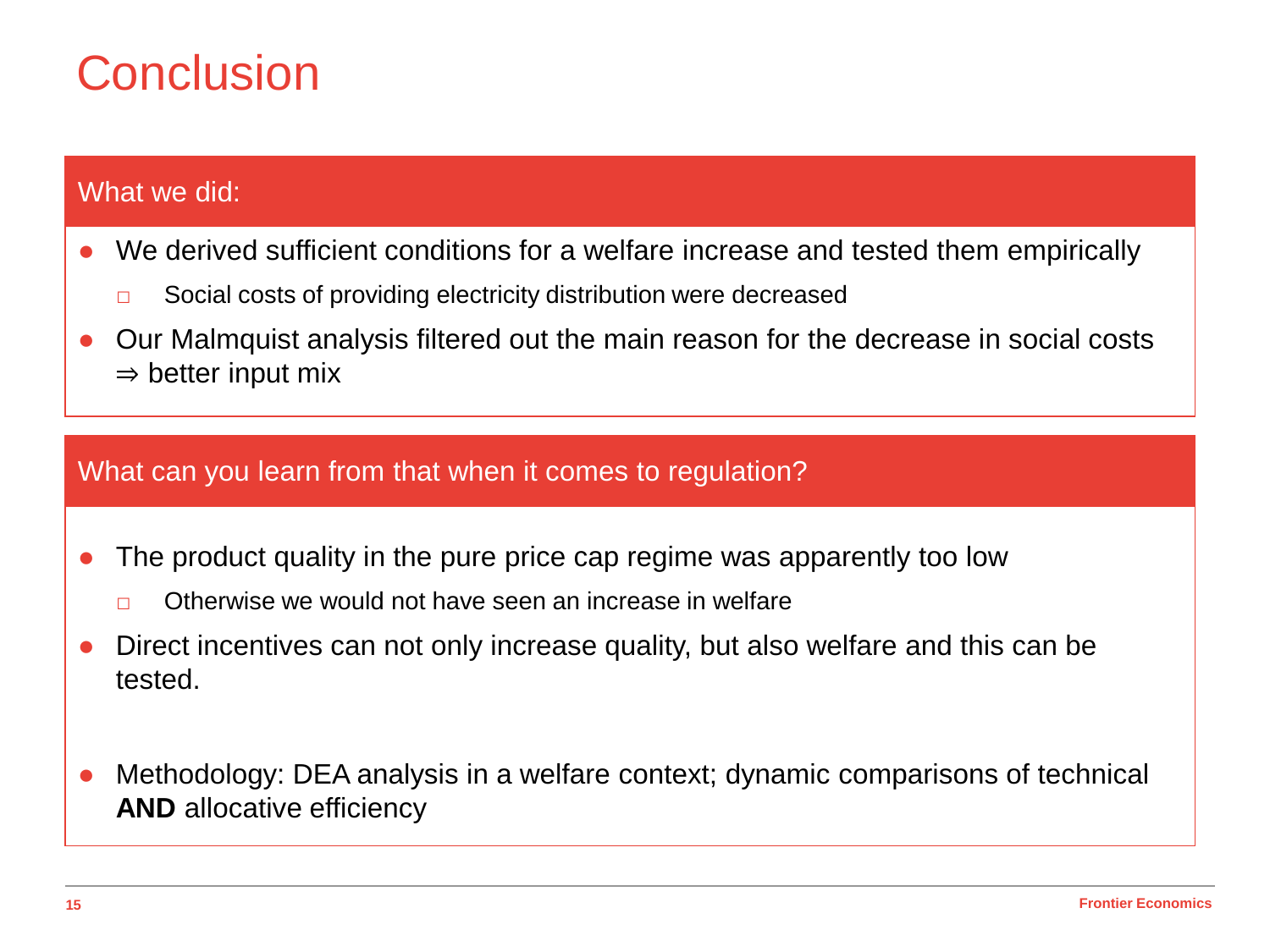# Conclusion

## What we did:

- We derived sufficient conditions for a welfare increase and tested them empirically
  - Social costs of providing electricity distribution were decreased
- Our Malmquist analysis filtered out the main reason for the decrease in social costs ⇒ better input mix

## What can you learn from that when it comes to regulation?

- The product quality in the pure price cap regime was apparently too low
  - Otherwise we would not have seen an increase in welfare
- Direct incentives can not only increase quality, but also welfare and this can be tested.

- Methodology: DEA analysis in a welfare context; dynamic comparisons of technical **AND** allocative efficiency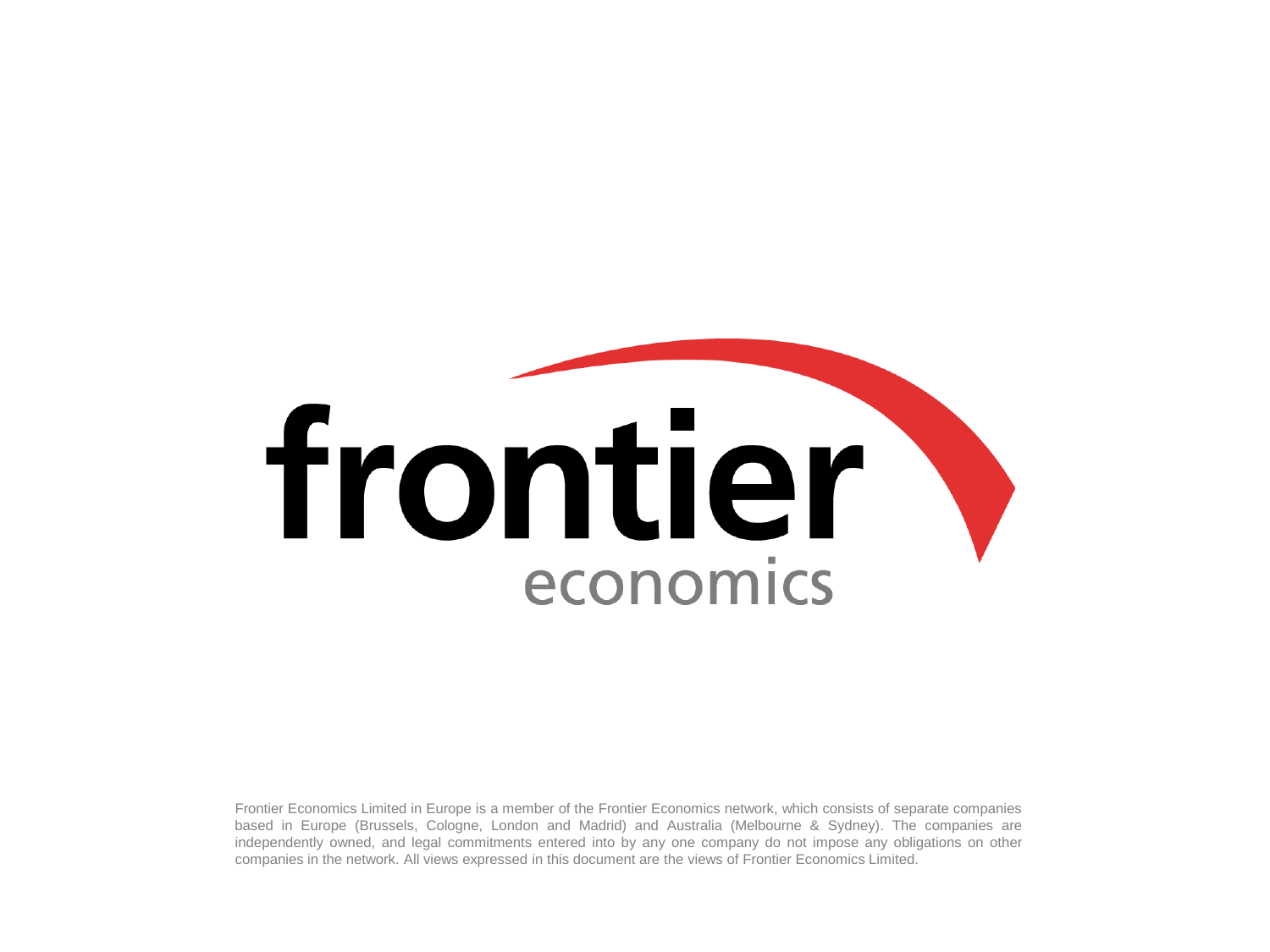frontier economics

Frontier Economics Limited in Europe is a member of the Frontier Economics network, which consists of separate companies based in Europe (Brussels, Cologne, London and Madrid) and Australia (Melbourne & Sydney). The companies are independently owned, and legal commitments entered into by any one company do not impose any obligations on other companies in the network. All views expressed in this document are the views of Frontier Economics Limited.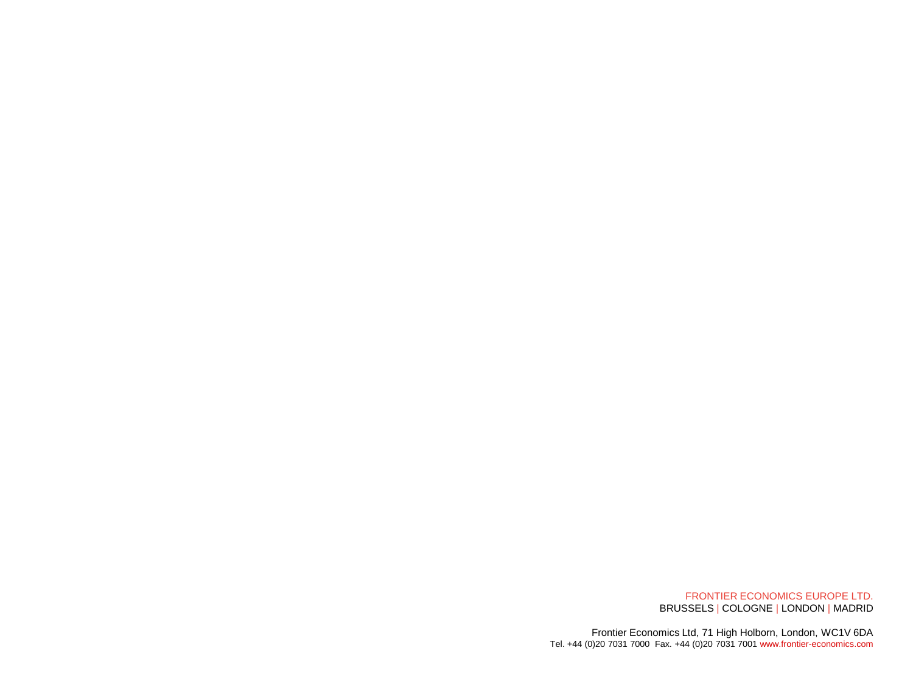FRONTIER ECONOMICS EUROPE LTD.
BRUSSELS | COLOGNE | LONDON | MADRID

Frontier Economics Ltd, 71 High Holborn, London, WC1V 6DA
Tel. +44 (0)20 7031 7000 Fax. +44 (0)20 7031 7001 www.frontier-economics.com